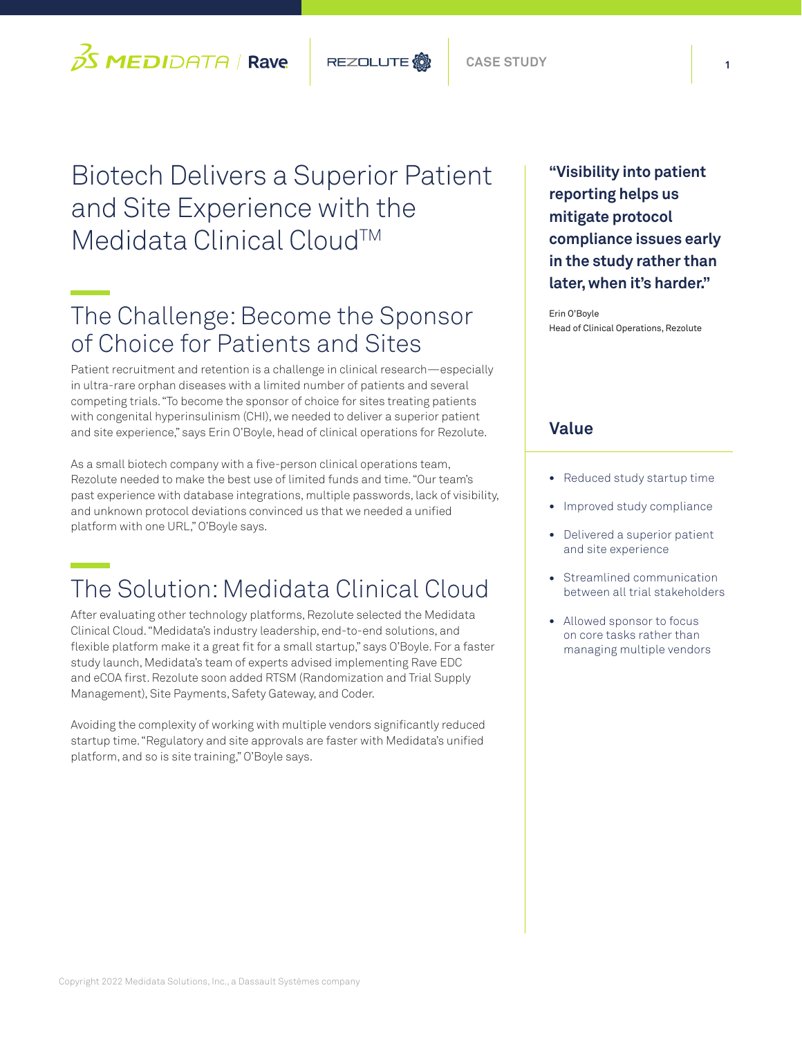# Biotech Delivers a Superior Patient and Site Experience with the Medidata Clinical Cloud™

## The Challenge: Become the Sponsor of Choice for Patients and Sites

Patient recruitment and retention is a challenge in clinical research—especially in ultra-rare orphan diseases with a limited number of patients and several competing trials. "To become the sponsor of choice for sites treating patients with congenital hyperinsulinism (CHI), we needed to deliver a superior patient and site experience," says Erin O'Boyle, head of clinical operations for Rezolute.

As a small biotech company with a five-person clinical operations team, Rezolute needed to make the best use of limited funds and time. "Our team's past experience with database integrations, multiple passwords, lack of visibility, and unknown protocol deviations convinced us that we needed a unified platform with one URL," O'Boyle says.

## The Solution: Medidata Clinical Cloud

After evaluating other technology platforms, Rezolute selected the Medidata Clinical Cloud. "Medidata's industry leadership, end-to-end solutions, and flexible platform make it a great fit for a small startup," says O'Boyle. For a faster study launch, Medidata's team of experts advised implementing Rave EDC and eCOA first. Rezolute soon added RTSM (Randomization and Trial Supply Management), Site Payments, Safety Gateway, and Coder.

Avoiding the complexity of working with multiple vendors significantly reduced startup time. "Regulatory and site approvals are faster with Medidata's unified platform, and so is site training," O'Boyle says.

**"Visibility into patient reporting helps us mitigate protocol compliance issues early in the study rather than later, when it's harder."**

Erin O'Boyle
Head of Clinical Operations, Rezolute

## Value

- Reduced study startup time
- Improved study compliance
- Delivered a superior patient and site experience
- Streamlined communication between all trial stakeholders
- Allowed sponsor to focus on core tasks rather than managing multiple vendors

Copyright 2022 Medidata Solutions, Inc., a Dassault Systèmes company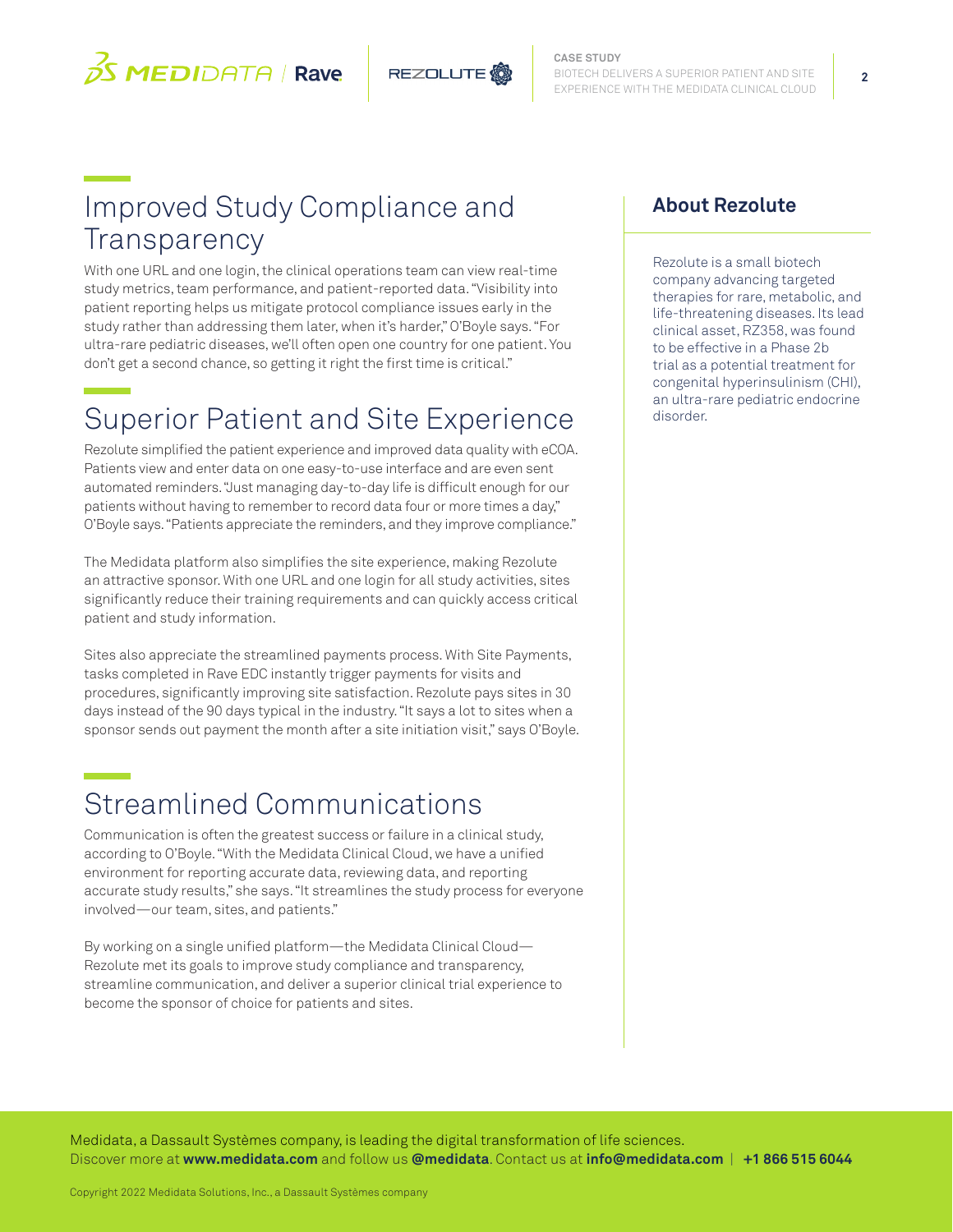## Improved Study Compliance and Transparency

With one URL and one login, the clinical operations team can view real-time study metrics, team performance, and patient-reported data. "Visibility into patient reporting helps us mitigate protocol compliance issues early in the study rather than addressing them later, when it's harder," O'Boyle says. "For ultra-rare pediatric diseases, we'll often open one country for one patient. You don't get a second chance, so getting it right the first time is critical."

## Superior Patient and Site Experience

Rezolute simplified the patient experience and improved data quality with eCOA. Patients view and enter data on one easy-to-use interface and are even sent automated reminders. "Just managing day-to-day life is difficult enough for our patients without having to remember to record data four or more times a day," O'Boyle says. "Patients appreciate the reminders, and they improve compliance."

The Medidata platform also simplifies the site experience, making Rezolute an attractive sponsor. With one URL and one login for all study activities, sites significantly reduce their training requirements and can quickly access critical patient and study information.

Sites also appreciate the streamlined payments process. With Site Payments, tasks completed in Rave EDC instantly trigger payments for visits and procedures, significantly improving site satisfaction. Rezolute pays sites in 30 days instead of the 90 days typical in the industry. "It says a lot to sites when a sponsor sends out payment the month after a site initiation visit," says O'Boyle.

## Streamlined Communications

Communication is often the greatest success or failure in a clinical study, according to O'Boyle. "With the Medidata Clinical Cloud, we have a unified environment for reporting accurate data, reviewing data, and reporting accurate study results," she says. "It streamlines the study process for everyone involved—our team, sites, and patients."

By working on a single unified platform—the Medidata Clinical Cloud—Rezolute met its goals to improve study compliance and transparency, streamline communication, and deliver a superior clinical trial experience to become the sponsor of choice for patients and sites.

### About Rezolute

Rezolute is a small biotech company advancing targeted therapies for rare, metabolic, and life-threatening diseases. Its lead clinical asset, RZ358, was found to be effective in a Phase 2b trial as a potential treatment for congenital hyperinsulinism (CHI), an ultra-rare pediatric endocrine disorder.

Medidata, a Dassault Systèmes company, is leading the digital transformation of life sciences.
Discover more at **www.medidata.com** and follow us **@medidata**. Contact us at **info@medidata.com** | **+1 866 515 6044**

Copyright 2022 Medidata Solutions, Inc., a Dassault Systèmes company